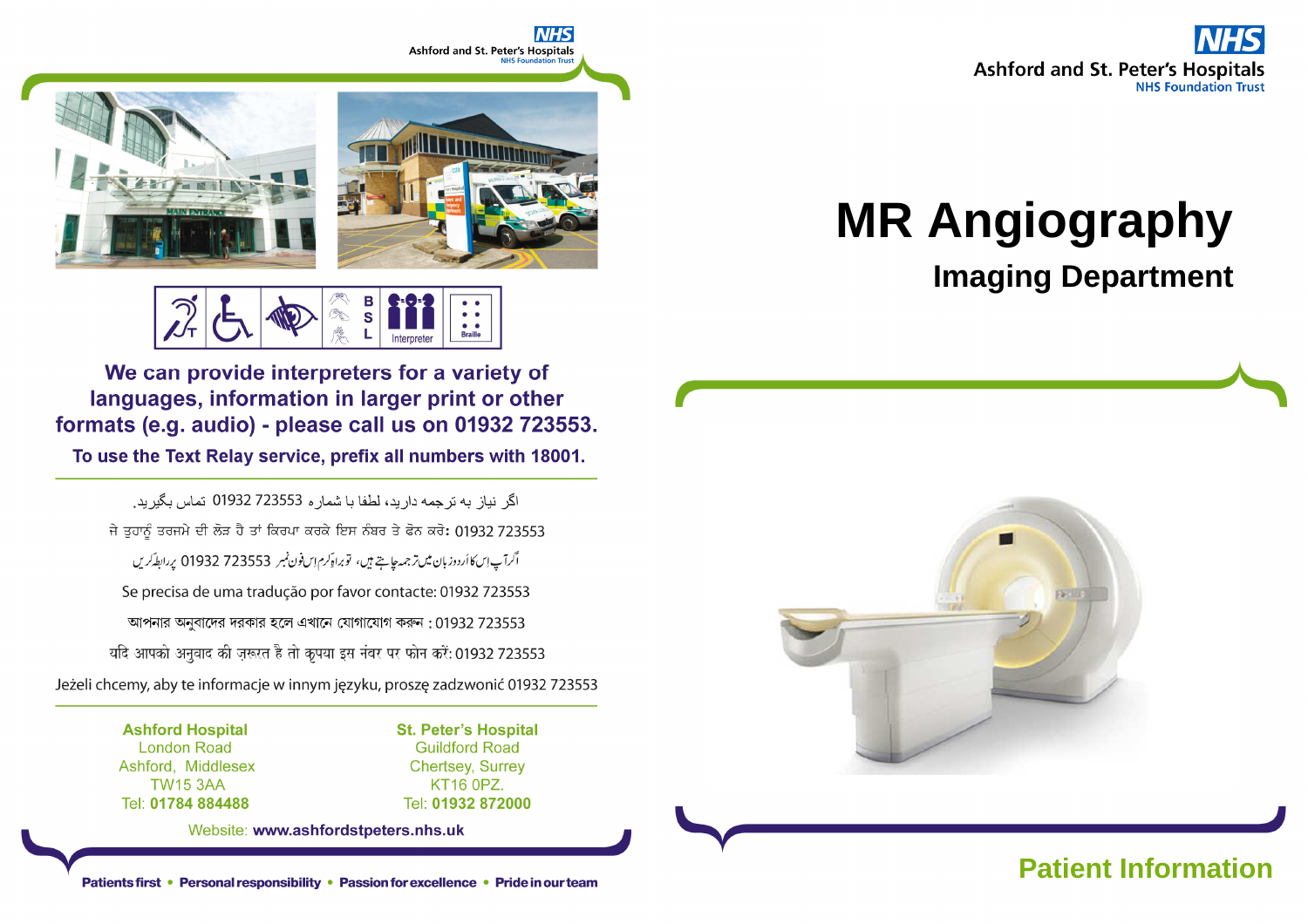Ashford and St. Peter's Hospitals
NHS Foundation Trust

**We can provide interpreters for a variety of languages, information in larger print or other formats (e.g. audio) - please call us on 01932 723553.**

**To use the Text Relay service, prefix all numbers with 18001.**

اگر نیاز به ترجمه دارید، لطفا با شماره 01932 723553 تماس بگیرید.

ਜੇ ਤੁਹਾਨੂੰ ਤਰਜਮੇ ਦੀ ਲੋੜ ਹੈ ਤਾਂ ਕਿਰਪਾ ਕਰਕੇ ਇਸ ਨੰਬਰ ਤੇ ਫੋਨ ਕਰੋ: 01932 723553

اگر آپ اس کا اُردو زبان میں ترجمہ چاہتے ہیں، تو براہِ کرم اِس فون نمبر 01932 723553 پر رابطہ کریں

Se precisa de uma tradução por favor contacte: 01932 723553

আপনার অনুবাদের দরকার হলে এখানে যোগাযোগ করুন : 01932 723553

यदि आपको अनुवाद की ज़रूरत है तो कृपया इस नंबर पर फोन करें: 01932 723553

Jeżeli chcemy, aby te informacje w innym języku, proszę zadzwonić 01932 723553

**Ashford Hospital**
London Road
Ashford, Middlesex
TW15 3AA
Tel: **01784 884488**

**St. Peter's Hospital**
Guildford Road
Chertsey, Surrey
KT16 0PZ.
Tel: **01932 872000**

Website: **www.ashfordstpeters.nhs.uk**

**Patients first • Personal responsibility • Passion for excellence • Pride in our team**

Ashford and St. Peter's Hospitals
NHS Foundation Trust

# MR Angiography

## Imaging Department

**Patient Information**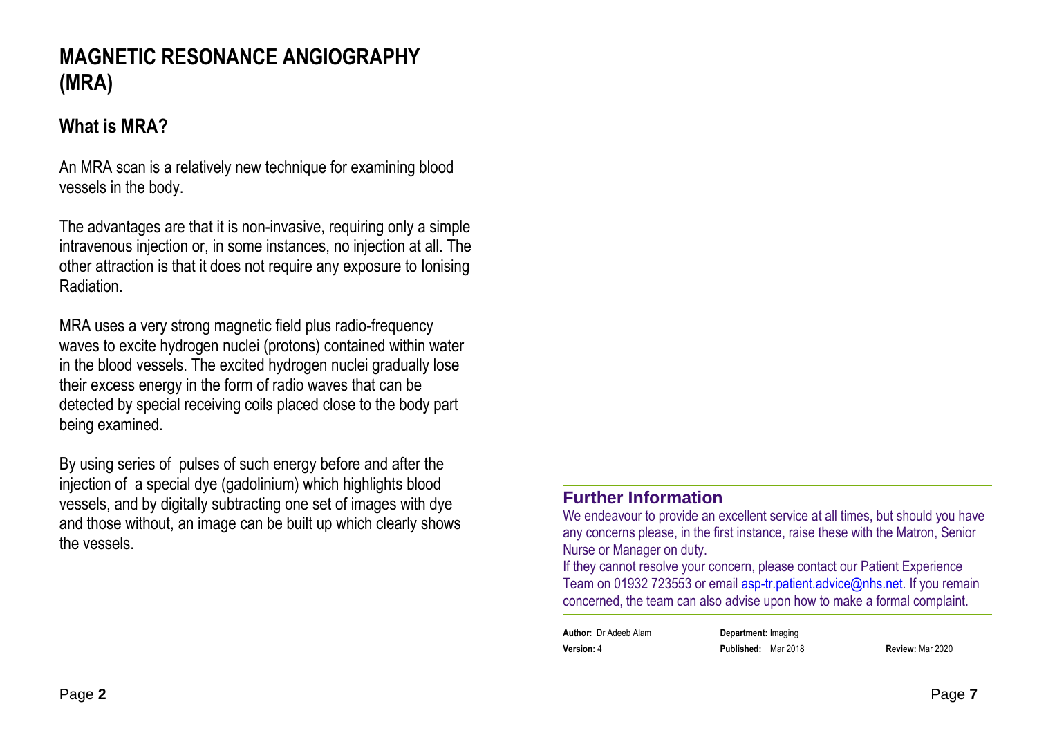# MAGNETIC RESONANCE ANGIOGRAPHY (MRA)

## What is MRA?

An MRA scan is a relatively new technique for examining blood vessels in the body.

The advantages are that it is non-invasive, requiring only a simple intravenous injection or, in some instances, no injection at all. The other attraction is that it does not require any exposure to Ionising Radiation.

MRA uses a very strong magnetic field plus radio-frequency waves to excite hydrogen nuclei (protons) contained within water in the blood vessels. The excited hydrogen nuclei gradually lose their excess energy in the form of radio waves that can be detected by special receiving coils placed close to the body part being examined.

By using series of pulses of such energy before and after the injection of a special dye (gadolinium) which highlights blood vessels, and by digitally subtracting one set of images with dye and those without, an image can be built up which clearly shows the vessels.

## Further Information

We endeavour to provide an excellent service at all times, but should you have any concerns please, in the first instance, raise these with the Matron, Senior Nurse or Manager on duty.

If they cannot resolve your concern, please contact our Patient Experience Team on 01932 723553 or email asp-tr.patient.advice@nhs.net. If you remain concerned, the team can also advise upon how to make a formal complaint.

**Author:** Dr Adeeb Alam
**Department:** Imaging
**Version:** 4
**Published:** Mar 2018
**Review:** Mar 2020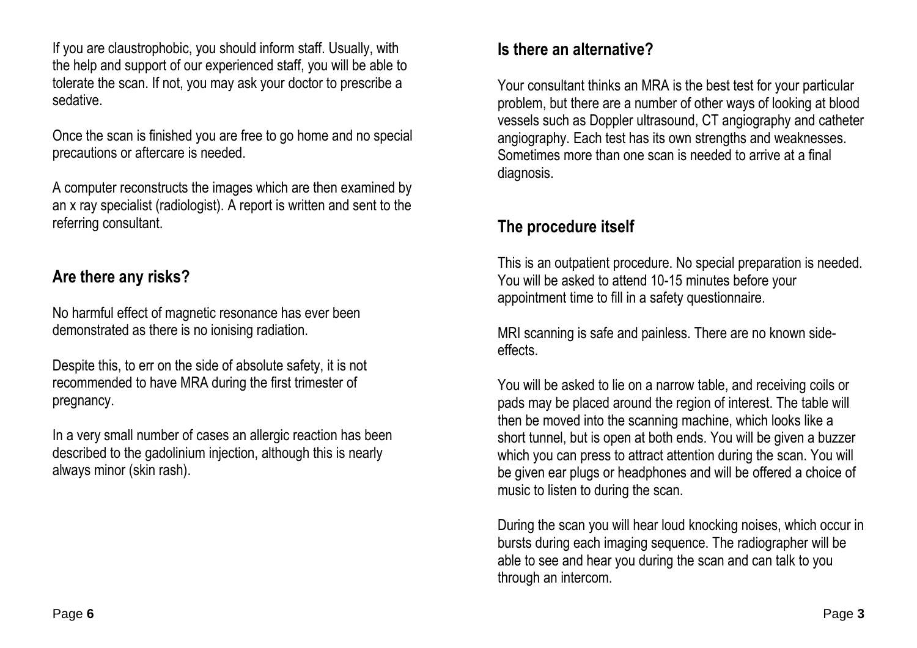If you are claustrophobic, you should inform staff. Usually, with the help and support of our experienced staff, you will be able to tolerate the scan. If not, you may ask your doctor to prescribe a sedative.

Once the scan is finished you are free to go home and no special precautions or aftercare is needed.

A computer reconstructs the images which are then examined by an x ray specialist (radiologist). A report is written and sent to the referring consultant.

## Are there any risks?

No harmful effect of magnetic resonance has ever been demonstrated as there is no ionising radiation.

Despite this, to err on the side of absolute safety, it is not recommended to have MRA during the first trimester of pregnancy.

In a very small number of cases an allergic reaction has been described to the gadolinium injection, although this is nearly always minor (skin rash).

## Is there an alternative?

Your consultant thinks an MRA is the best test for your particular problem, but there are a number of other ways of looking at blood vessels such as Doppler ultrasound, CT angiography and catheter angiography. Each test has its own strengths and weaknesses. Sometimes more than one scan is needed to arrive at a final diagnosis.

## The procedure itself

This is an outpatient procedure. No special preparation is needed. You will be asked to attend 10-15 minutes before your appointment time to fill in a safety questionnaire.

MRI scanning is safe and painless. There are no known side-effects.

You will be asked to lie on a narrow table, and receiving coils or pads may be placed around the region of interest. The table will then be moved into the scanning machine, which looks like a short tunnel, but is open at both ends. You will be given a buzzer which you can press to attract attention during the scan. You will be given ear plugs or headphones and will be offered a choice of music to listen to during the scan.

During the scan you will hear loud knocking noises, which occur in bursts during each imaging sequence. The radiographer will be able to see and hear you during the scan and can talk to you through an intercom.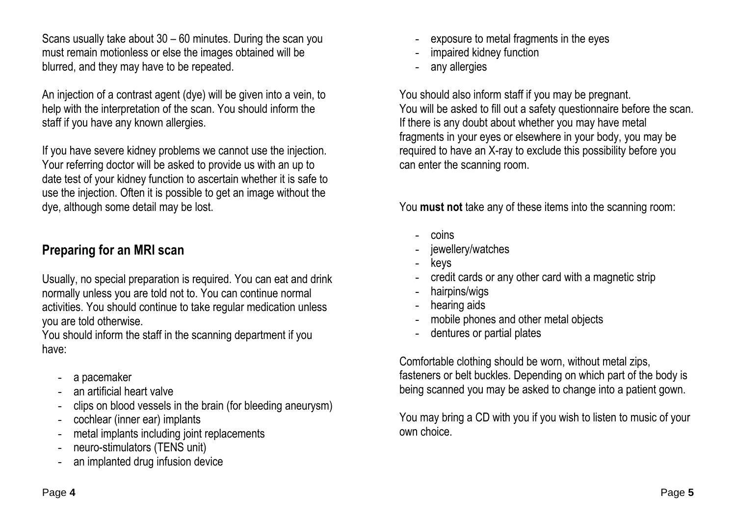Scans usually take about 30 – 60 minutes. During the scan you must remain motionless or else the images obtained will be blurred, and they may have to be repeated.

An injection of a contrast agent (dye) will be given into a vein, to help with the interpretation of the scan. You should inform the staff if you have any known allergies.

If you have severe kidney problems we cannot use the injection. Your referring doctor will be asked to provide us with an up to date test of your kidney function to ascertain whether it is safe to use the injection. Often it is possible to get an image without the dye, although some detail may be lost.

## Preparing for an MRI scan

Usually, no special preparation is required. You can eat and drink normally unless you are told not to. You can continue normal activities. You should continue to take regular medication unless you are told otherwise.
You should inform the staff in the scanning department if you have:

- a pacemaker
- an artificial heart valve
- clips on blood vessels in the brain (for bleeding aneurysm)
- cochlear (inner ear) implants
- metal implants including joint replacements
- neuro-stimulators (TENS unit)
- an implanted drug infusion device
- exposure to metal fragments in the eyes
- impaired kidney function
- any allergies

You should also inform staff if you may be pregnant.
You will be asked to fill out a safety questionnaire before the scan. If there is any doubt about whether you may have metal fragments in your eyes or elsewhere in your body, you may be required to have an X-ray to exclude this possibility before you can enter the scanning room.

You **must not** take any of these items into the scanning room:

- coins
- jewellery/watches
- keys
- credit cards or any other card with a magnetic strip
- hairpins/wigs
- hearing aids
- mobile phones and other metal objects
- dentures or partial plates

Comfortable clothing should be worn, without metal zips, fasteners or belt buckles. Depending on which part of the body is being scanned you may be asked to change into a patient gown.

You may bring a CD with you if you wish to listen to music of your own choice.